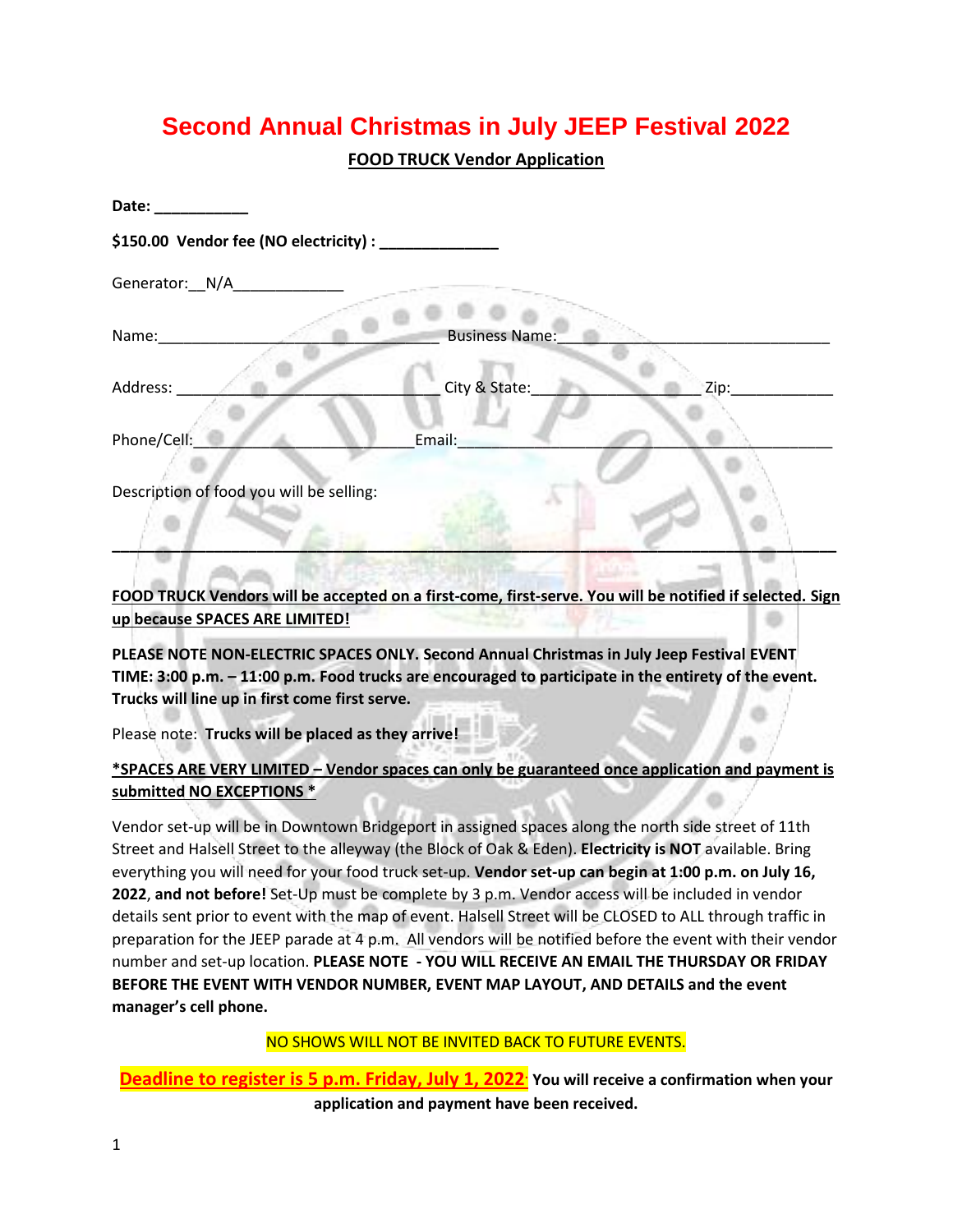# Second Annual Christmas in July JEEP Festival 2022

## FOOD TRUCK Vendor Application

**Date: ___________**

**$150.00 Vendor fee (NO electricity) : ______________**

Generator:__N/A_____________

Name:____________________________________ Business Name:______________________________

Address: _________________________________ City & State:__________________ Zip:____________

Phone/Cell:___________________________ Email:__________________________________________

Description of food you will be selling:

_____________________________________________________________________________________

**FOOD TRUCK Vendors will be accepted on a first-come, first-serve. You will be notified if selected. Sign up because SPACES ARE LIMITED!**

**PLEASE NOTE NON-ELECTRIC SPACES ONLY. Second Annual Christmas in July Jeep Festival EVENT TIME: 3:00 p.m. – 11:00 p.m. Food trucks are encouraged to participate in the entirety of the event. Trucks will line up in first come first serve.**

Please note: **Trucks will be placed as they arrive!**

***SPACES ARE VERY LIMITED – Vendor spaces can only be guaranteed once application and payment is submitted NO EXCEPTIONS ***

Vendor set-up will be in Downtown Bridgeport in assigned spaces along the north side street of 11th Street and Halsell Street to the alleyway (the Block of Oak & Eden). **Electricity is NOT** available. Bring everything you will need for your food truck set-up. **Vendor set-up can begin at 1:00 p.m. on July 16, 2022**, **and not before!** Set-Up must be complete by 3 p.m. Vendor access will be included in vendor details sent prior to event with the map of event. Halsell Street will be CLOSED to ALL through traffic in preparation for the JEEP parade at 4 p.m. All vendors will be notified before the event with their vendor number and set-up location. **PLEASE NOTE - YOU WILL RECEIVE AN EMAIL THE THURSDAY OR FRIDAY BEFORE THE EVENT WITH VENDOR NUMBER, EVENT MAP LAYOUT, AND DETAILS and the event manager's cell phone.**

NO SHOWS WILL NOT BE INVITED BACK TO FUTURE EVENTS.

**Deadline to register is 5 p.m. Friday, July 1, 2022. You will receive a confirmation when your application and payment have been received.**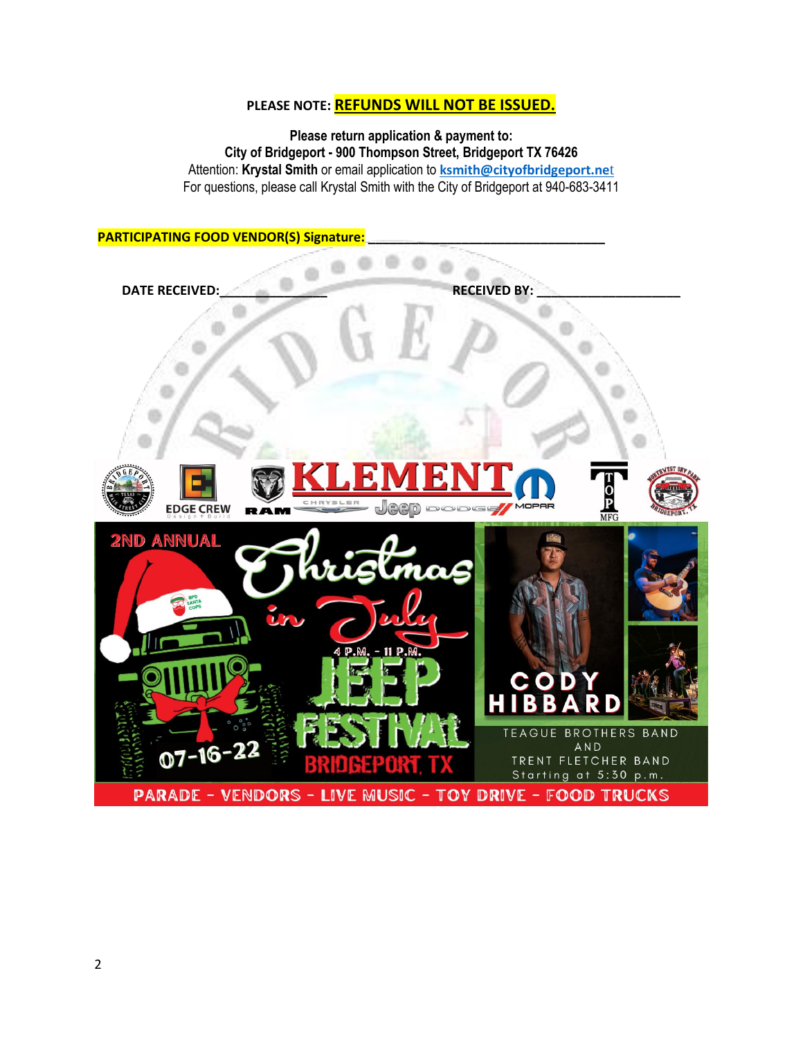**PLEASE NOTE: REFUNDS WILL NOT BE ISSUED.**

**Please return application & payment to:**
**City of Bridgeport - 900 Thompson Street, Bridgeport TX 76426**
Attention: **Krystal Smith** or email application to **ksmith@cityofbridgeport.net**
For questions, please call Krystal Smith with the City of Bridgeport at 940-683-3411

**PARTICIPATING FOOD VENDOR(S) Signature:** ___________________________________

**DATE RECEIVED:**________________ **RECEIVED BY:** _____________________

KLEMENT
RAM CHRYSLER Jeep DODGE MOPAR
EDGE CREW Design + Build
TOP MFG

2ND ANNUAL
Christmas in July
4 P.M. - 11 P.M.
JEEP FESTIVAL
BRIDGEPORT, TX
07-16-22

CODY HIBBARD
TEAGUE BROTHERS BAND AND TRENT FLETCHER BAND
Starting at 5:30 p.m.

PARADE - VENDORS - LIVE MUSIC - TOY DRIVE - FOOD TRUCKS